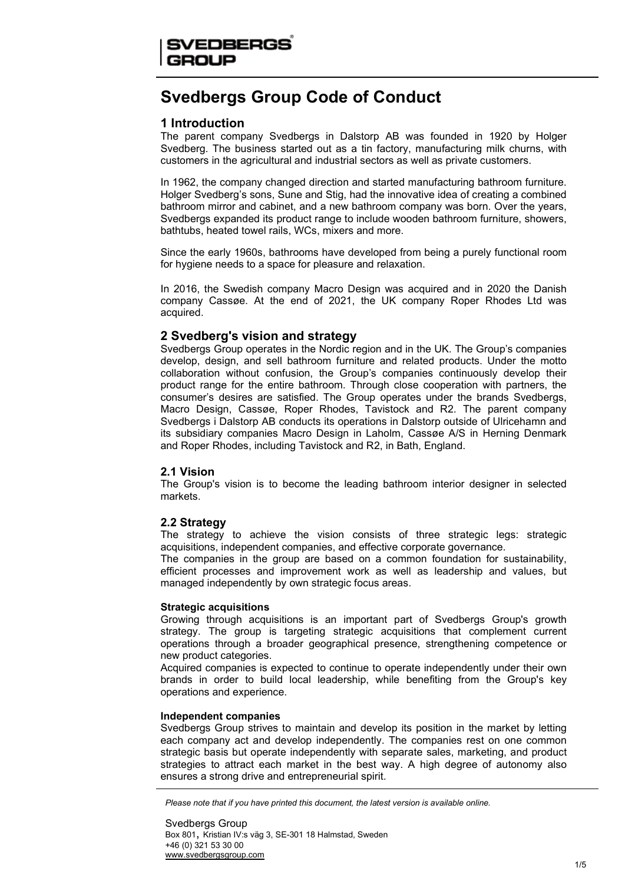SVEDBERGS GROUP

# Svedbergs Group Code of Conduct

## 1 Introduction

The parent company Svedbergs in Dalstorp AB was founded in 1920 by Holger Svedberg. The business started out as a tin factory, manufacturing milk churns, with customers in the agricultural and industrial sectors as well as private customers.

In 1962, the company changed direction and started manufacturing bathroom furniture. Holger Svedberg's sons, Sune and Stig, had the innovative idea of creating a combined bathroom mirror and cabinet, and a new bathroom company was born. Over the years, Svedbergs expanded its product range to include wooden bathroom furniture, showers, bathtubs, heated towel rails, WCs, mixers and more.

Since the early 1960s, bathrooms have developed from being a purely functional room for hygiene needs to a space for pleasure and relaxation.

In 2016, the Swedish company Macro Design was acquired and in 2020 the Danish company Cassøe. At the end of 2021, the UK company Roper Rhodes Ltd was acquired.

## 2 Svedberg's vision and strategy

Svedbergs Group operates in the Nordic region and in the UK. The Group's companies develop, design, and sell bathroom furniture and related products. Under the motto collaboration without confusion, the Group's companies continuously develop their product range for the entire bathroom. Through close cooperation with partners, the consumer's desires are satisfied. The Group operates under the brands Svedbergs, Macro Design, Cassøe, Roper Rhodes, Tavistock and R2. The parent company Svedbergs i Dalstorp AB conducts its operations in Dalstorp outside of Ulricehamn and its subsidiary companies Macro Design in Laholm, Cassøe A/S in Herning Denmark and Roper Rhodes, including Tavistock and R2, in Bath, England.

### 2.1 Vision

The Group's vision is to become the leading bathroom interior designer in selected markets.

### 2.2 Strategy

The strategy to achieve the vision consists of three strategic legs: strategic acquisitions, independent companies, and effective corporate governance.
The companies in the group are based on a common foundation for sustainability, efficient processes and improvement work as well as leadership and values, but managed independently by own strategic focus areas.

**Strategic acquisitions**

Growing through acquisitions is an important part of Svedbergs Group's growth strategy. The group is targeting strategic acquisitions that complement current operations through a broader geographical presence, strengthening competence or new product categories.
Acquired companies is expected to continue to operate independently under their own brands in order to build local leadership, while benefiting from the Group's key operations and experience.

**Independent companies**

Svedbergs Group strives to maintain and develop its position in the market by letting each company act and develop independently. The companies rest on one common strategic basis but operate independently with separate sales, marketing, and product strategies to attract each market in the best way. A high degree of autonomy also ensures a strong drive and entrepreneurial spirit.

*Please note that if you have printed this document, the latest version is available online.*

Svedbergs Group
Box 801, Kristian IV:s väg 3, SE-301 18 Halmstad, Sweden
+46 (0) 321 53 30 00
www.svedbergsgroup.com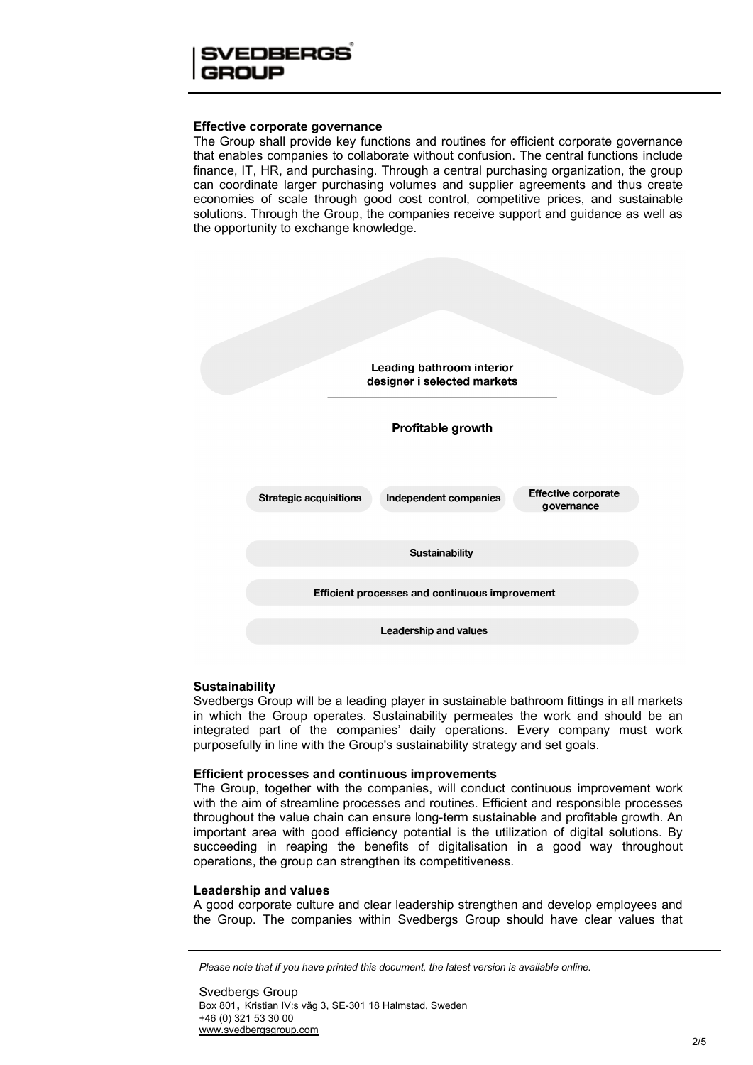### Effective corporate governance

The Group shall provide key functions and routines for efficient corporate governance that enables companies to collaborate without confusion. The central functions include finance, IT, HR, and purchasing. Through a central purchasing organization, the group can coordinate larger purchasing volumes and supplier agreements and thus create economies of scale through good cost control, competitive prices, and sustainable solutions. Through the Group, the companies receive support and guidance as well as the opportunity to exchange knowledge.

**Leading bathroom interior designer i selected markets**

**Profitable growth**

**Strategic acquisitions** | **Independent companies** | **Effective corporate governance**

**Sustainability**

**Efficient processes and continuous improvement**

**Leadership and values**

### Sustainability

Svedbergs Group will be a leading player in sustainable bathroom fittings in all markets in which the Group operates. Sustainability permeates the work and should be an integrated part of the companies' daily operations. Every company must work purposefully in line with the Group's sustainability strategy and set goals.

### Efficient processes and continuous improvements

The Group, together with the companies, will conduct continuous improvement work with the aim of streamline processes and routines. Efficient and responsible processes throughout the value chain can ensure long-term sustainable and profitable growth. An important area with good efficiency potential is the utilization of digital solutions. By succeeding in reaping the benefits of digitalisation in a good way throughout operations, the group can strengthen its competitiveness.

### Leadership and values

A good corporate culture and clear leadership strengthen and develop employees and the Group. The companies within Svedbergs Group should have clear values that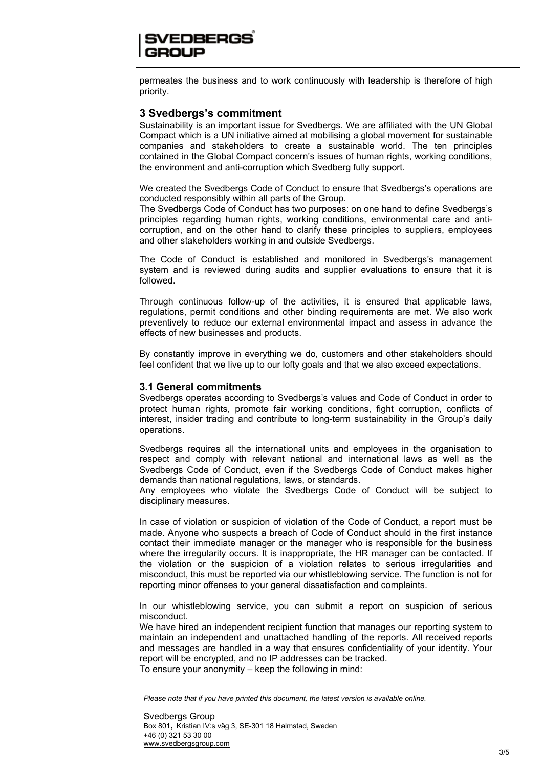permeates the business and to work continuously with leadership is therefore of high priority.

## 3 Svedbergs's commitment

Sustainability is an important issue for Svedbergs. We are affiliated with the UN Global Compact which is a UN initiative aimed at mobilising a global movement for sustainable companies and stakeholders to create a sustainable world. The ten principles contained in the Global Compact concern's issues of human rights, working conditions, the environment and anti-corruption which Svedberg fully support.

We created the Svedbergs Code of Conduct to ensure that Svedbergs's operations are conducted responsibly within all parts of the Group.
The Svedbergs Code of Conduct has two purposes: on one hand to define Svedbergs's principles regarding human rights, working conditions, environmental care and anti-corruption, and on the other hand to clarify these principles to suppliers, employees and other stakeholders working in and outside Svedbergs.

The Code of Conduct is established and monitored in Svedbergs's management system and is reviewed during audits and supplier evaluations to ensure that it is followed.

Through continuous follow-up of the activities, it is ensured that applicable laws, regulations, permit conditions and other binding requirements are met. We also work preventively to reduce our external environmental impact and assess in advance the effects of new businesses and products.

By constantly improve in everything we do, customers and other stakeholders should feel confident that we live up to our lofty goals and that we also exceed expectations.

### 3.1 General commitments

Svedbergs operates according to Svedbergs's values and Code of Conduct in order to protect human rights, promote fair working conditions, fight corruption, conflicts of interest, insider trading and contribute to long-term sustainability in the Group's daily operations.

Svedbergs requires all the international units and employees in the organisation to respect and comply with relevant national and international laws as well as the Svedbergs Code of Conduct, even if the Svedbergs Code of Conduct makes higher demands than national regulations, laws, or standards.
Any employees who violate the Svedbergs Code of Conduct will be subject to disciplinary measures.

In case of violation or suspicion of violation of the Code of Conduct, a report must be made. Anyone who suspects a breach of Code of Conduct should in the first instance contact their immediate manager or the manager who is responsible for the business where the irregularity occurs. It is inappropriate, the HR manager can be contacted. If the violation or the suspicion of a violation relates to serious irregularities and misconduct, this must be reported via our whistleblowing service. The function is not for reporting minor offenses to your general dissatisfaction and complaints.

In our whistleblowing service, you can submit a report on suspicion of serious misconduct.
We have hired an independent recipient function that manages our reporting system to maintain an independent and unattached handling of the reports. All received reports and messages are handled in a way that ensures confidentiality of your identity. Your report will be encrypted, and no IP addresses can be tracked.
To ensure your anonymity – keep the following in mind: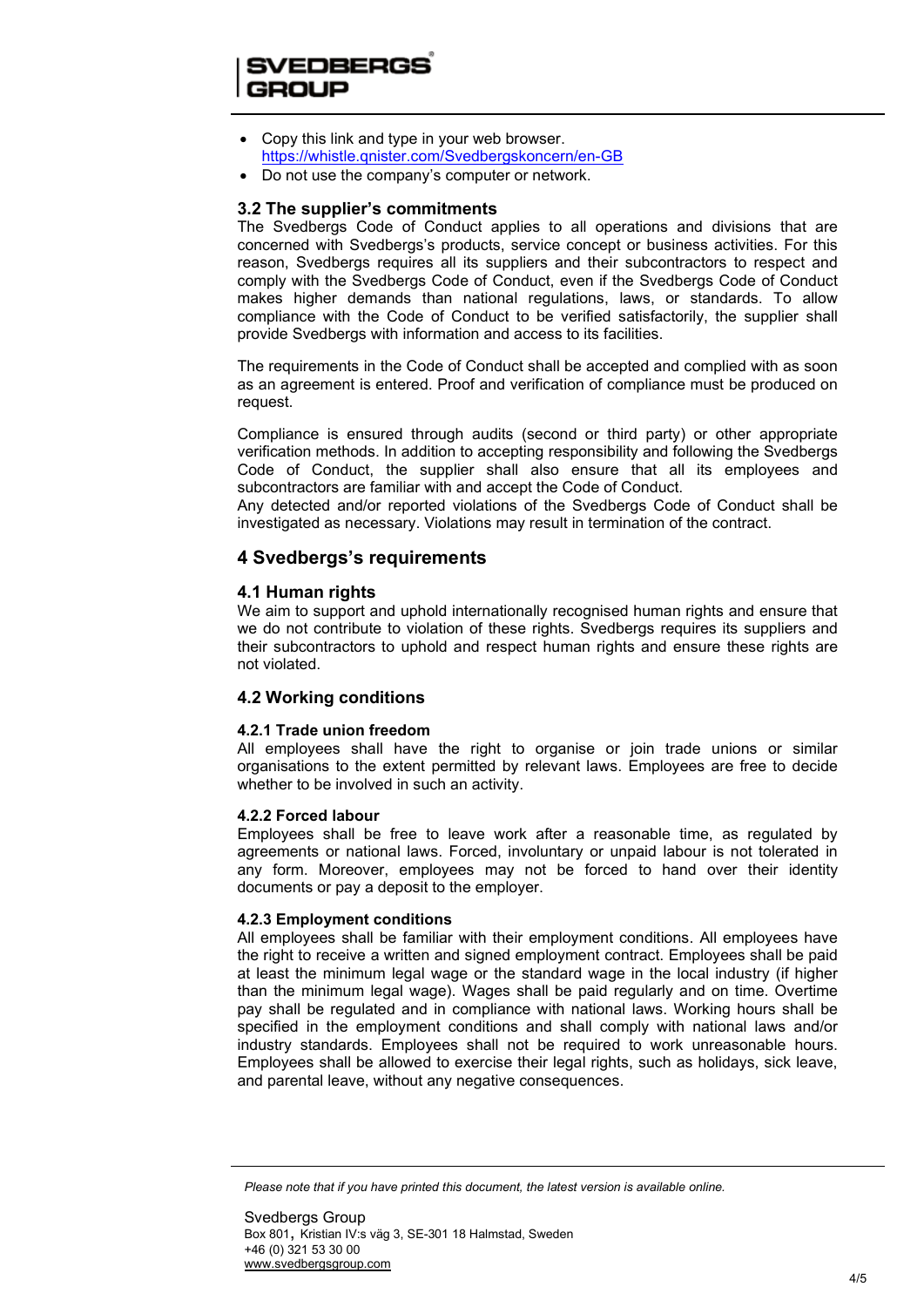- Copy this link and type in your web browser. https://whistle.qnister.com/Svedbergskoncern/en-GB
- Do not use the company's computer or network.

### 3.2 The supplier's commitments

The Svedbergs Code of Conduct applies to all operations and divisions that are concerned with Svedbergs's products, service concept or business activities. For this reason, Svedbergs requires all its suppliers and their subcontractors to respect and comply with the Svedbergs Code of Conduct, even if the Svedbergs Code of Conduct makes higher demands than national regulations, laws, or standards. To allow compliance with the Code of Conduct to be verified satisfactorily, the supplier shall provide Svedbergs with information and access to its facilities.

The requirements in the Code of Conduct shall be accepted and complied with as soon as an agreement is entered. Proof and verification of compliance must be produced on request.

Compliance is ensured through audits (second or third party) or other appropriate verification methods. In addition to accepting responsibility and following the Svedbergs Code of Conduct, the supplier shall also ensure that all its employees and subcontractors are familiar with and accept the Code of Conduct.
Any detected and/or reported violations of the Svedbergs Code of Conduct shall be investigated as necessary. Violations may result in termination of the contract.

## 4 Svedbergs's requirements

### 4.1 Human rights

We aim to support and uphold internationally recognised human rights and ensure that we do not contribute to violation of these rights. Svedbergs requires its suppliers and their subcontractors to uphold and respect human rights and ensure these rights are not violated.

### 4.2 Working conditions

#### 4.2.1 Trade union freedom

All employees shall have the right to organise or join trade unions or similar organisations to the extent permitted by relevant laws. Employees are free to decide whether to be involved in such an activity.

#### 4.2.2 Forced labour

Employees shall be free to leave work after a reasonable time, as regulated by agreements or national laws. Forced, involuntary or unpaid labour is not tolerated in any form. Moreover, employees may not be forced to hand over their identity documents or pay a deposit to the employer.

#### 4.2.3 Employment conditions

All employees shall be familiar with their employment conditions. All employees have the right to receive a written and signed employment contract. Employees shall be paid at least the minimum legal wage or the standard wage in the local industry (if higher than the minimum legal wage). Wages shall be paid regularly and on time. Overtime pay shall be regulated and in compliance with national laws. Working hours shall be specified in the employment conditions and shall comply with national laws and/or industry standards. Employees shall not be required to work unreasonable hours. Employees shall be allowed to exercise their legal rights, such as holidays, sick leave, and parental leave, without any negative consequences.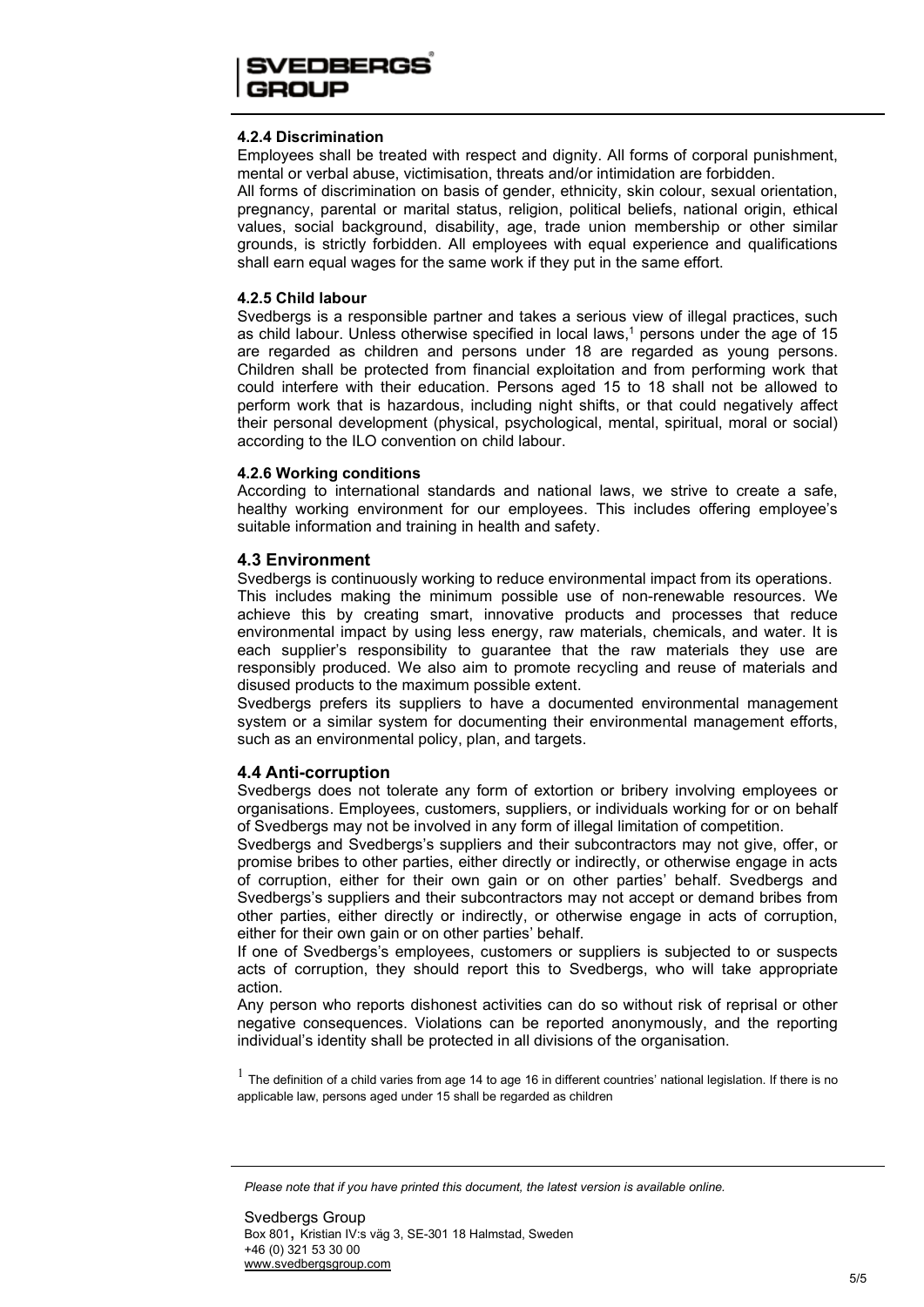#### 4.2.4 Discrimination

Employees shall be treated with respect and dignity. All forms of corporal punishment, mental or verbal abuse, victimisation, threats and/or intimidation are forbidden.
All forms of discrimination on basis of gender, ethnicity, skin colour, sexual orientation, pregnancy, parental or marital status, religion, political beliefs, national origin, ethical values, social background, disability, age, trade union membership or other similar grounds, is strictly forbidden. All employees with equal experience and qualifications shall earn equal wages for the same work if they put in the same effort.

#### 4.2.5 Child labour

Svedbergs is a responsible partner and takes a serious view of illegal practices, such as child labour. Unless otherwise specified in local laws,[1] persons under the age of 15 are regarded as children and persons under 18 are regarded as young persons. Children shall be protected from financial exploitation and from performing work that could interfere with their education. Persons aged 15 to 18 shall not be allowed to perform work that is hazardous, including night shifts, or that could negatively affect their personal development (physical, psychological, mental, spiritual, moral or social) according to the ILO convention on child labour.

#### 4.2.6 Working conditions

According to international standards and national laws, we strive to create a safe, healthy working environment for our employees. This includes offering employee's suitable information and training in health and safety.

### 4.3 Environment

Svedbergs is continuously working to reduce environmental impact from its operations.
This includes making the minimum possible use of non-renewable resources. We achieve this by creating smart, innovative products and processes that reduce environmental impact by using less energy, raw materials, chemicals, and water. It is each supplier's responsibility to guarantee that the raw materials they use are responsibly produced. We also aim to promote recycling and reuse of materials and disused products to the maximum possible extent.
Svedbergs prefers its suppliers to have a documented environmental management system or a similar system for documenting their environmental management efforts, such as an environmental policy, plan, and targets.

### 4.4 Anti-corruption

Svedbergs does not tolerate any form of extortion or bribery involving employees or organisations. Employees, customers, suppliers, or individuals working for or on behalf of Svedbergs may not be involved in any form of illegal limitation of competition.
Svedbergs and Svedbergs's suppliers and their subcontractors may not give, offer, or promise bribes to other parties, either directly or indirectly, or otherwise engage in acts of corruption, either for their own gain or on other parties' behalf. Svedbergs and Svedbergs's suppliers and their subcontractors may not accept or demand bribes from other parties, either directly or indirectly, or otherwise engage in acts of corruption, either for their own gain or on other parties' behalf.
If one of Svedbergs's employees, customers or suppliers is subjected to or suspects acts of corruption, they should report this to Svedbergs, who will take appropriate action.
Any person who reports dishonest activities can do so without risk of reprisal or other negative consequences. Violations can be reported anonymously, and the reporting individual's identity shall be protected in all divisions of the organisation.

[1] The definition of a child varies from age 14 to age 16 in different countries' national legislation. If there is no applicable law, persons aged under 15 shall be regarded as children